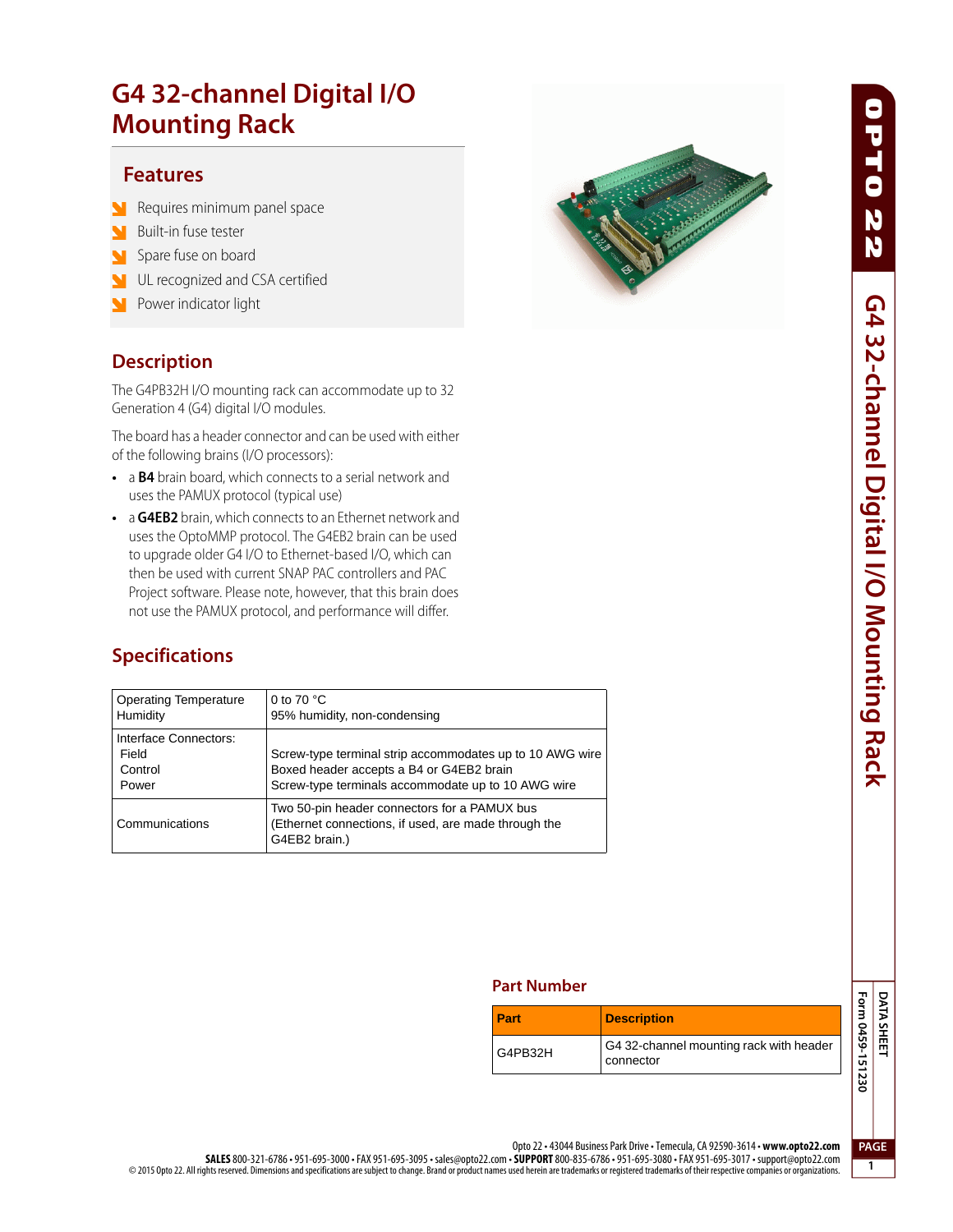# G4 32-channel Digital I/O Mounting Rack

## Features

- Requires minimum panel space
- Built-in fuse tester
- Spare fuse on board
- UL recognized and CSA certified
- Power indicator light

## Description

The G4PB32H I/O mounting rack can accommodate up to 32 Generation 4 (G4) digital I/O modules.

The board has a header connector and can be used with either of the following brains (I/O processors):

- a **B4** brain board, which connects to a serial network and uses the PAMUX protocol (typical use)
- a **G4EB2** brain, which connects to an Ethernet network and uses the OptoMMP protocol. The G4EB2 brain can be used to upgrade older G4 I/O to Ethernet-based I/O, which can then be used with current SNAP PAC controllers and PAC Project software. Please note, however, that this brain does not use the PAMUX protocol, and performance will differ.

## Specifications

| | |
|---|---|
| Operating Temperature<br>Humidity | 0 to 70 °C<br>95% humidity, non-condensing |
| Interface Connectors:<br>Field<br>Control<br>Power | <br>Screw-type terminal strip accommodates up to 10 AWG wire<br>Boxed header accepts a B4 or G4EB2 brain<br>Screw-type terminals accommodate up to 10 AWG wire |
| Communications | Two 50-pin header connectors for a PAMUX bus<br>(Ethernet connections, if used, are made through the G4EB2 brain.) |

## Part Number

| Part | Description |
|---|---|
| G4PB32H | G4 32-channel mounting rack with header connector |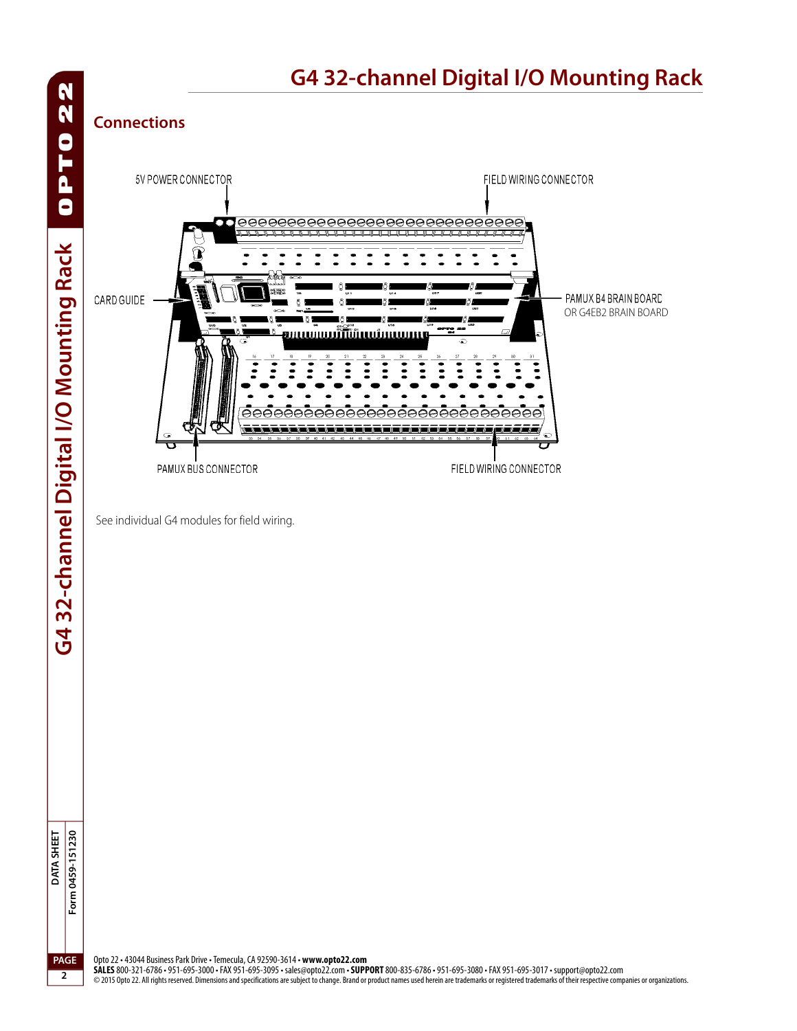# G4 32-channel Digital I/O Mounting Rack

## Connections

5V POWER CONNECTOR

FIELD WIRING CONNECTOR

CARD GUIDE

PAMUX B4 BRAIN BOARD OR G4EB2 BRAIN BOARD

PAMUX BUS CONNECTOR

FIELD WIRING CONNECTOR

See individual G4 modules for field wiring.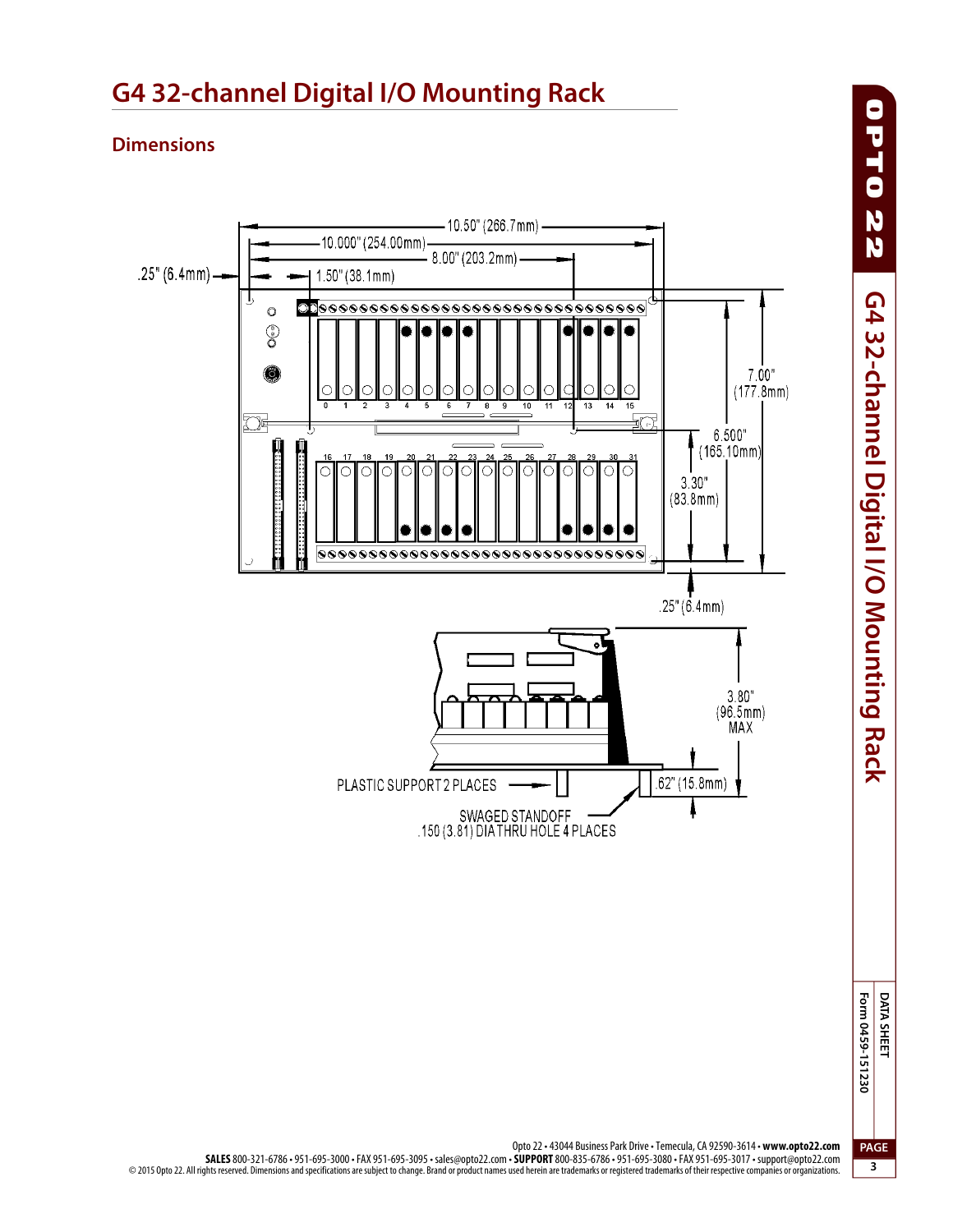# G4 32-channel Digital I/O Mounting Rack

## Dimensions

10.50" (266.7mm)

10.000" (254.00mm)

8.00" (203.2mm)

.25" (6.4mm)

1.50" (38.1mm)

7.00" (177.8mm)

6.500" (165.10mm)

3.30" (83.8mm)

.25" (6.4mm)

3.80" (96.5mm) MAX

.62" (15.8mm)

PLASTIC SUPPORT 2 PLACES

SWAGED STANDOFF .150 (3.81) DIA THRU HOLE 4 PLACES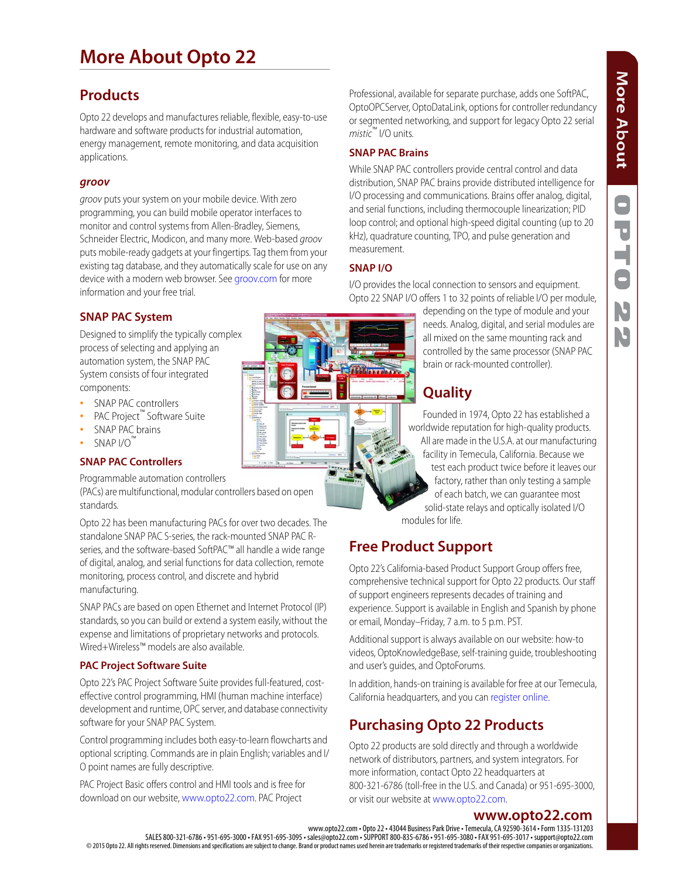# More About Opto 22

## Products

Opto 22 develops and manufactures reliable, flexible, easy-to-use hardware and software products for industrial automation, energy management, remote monitoring, and data acquisition applications.

### *groov*

*groov* puts your system on your mobile device. With zero programming, you can build mobile operator interfaces to monitor and control systems from Allen-Bradley, Siemens, Schneider Electric, Modicon, and many more. Web-based *groov* puts mobile-ready gadgets at your fingertips. Tag them from your existing tag database, and they automatically scale for use on any device with a modern web browser. See groov.com for more information and your free trial.

### SNAP PAC System

Designed to simplify the typically complex process of selecting and applying an automation system, the SNAP PAC System consists of four integrated components:

- SNAP PAC controllers
- PAC Project™ Software Suite
- SNAP PAC brains
- SNAP I/O™

### SNAP PAC Controllers

Programmable automation controllers (PACs) are multifunctional, modular controllers based on open standards.

Opto 22 has been manufacturing PACs for over two decades. The standalone SNAP PAC S-series, the rack-mounted SNAP PAC R-series, and the software-based SoftPAC™ all handle a wide range of digital, analog, and serial functions for data collection, remote monitoring, process control, and discrete and hybrid manufacturing.

SNAP PACs are based on open Ethernet and Internet Protocol (IP) standards, so you can build or extend a system easily, without the expense and limitations of proprietary networks and protocols. Wired+Wireless™ models are also available.

### PAC Project Software Suite

Opto 22's PAC Project Software Suite provides full-featured, cost-effective control programming, HMI (human machine interface) development and runtime, OPC server, and database connectivity software for your SNAP PAC System.

Control programming includes both easy-to-learn flowcharts and optional scripting. Commands are in plain English; variables and I/O point names are fully descriptive.

PAC Project Basic offers control and HMI tools and is free for download on our website, www.opto22.com. PAC Project Professional, available for separate purchase, adds one SoftPAC, OptoOPCServer, OptoDataLink, options for controller redundancy or segmented networking, and support for legacy Opto 22 serial *mistic*™ I/O units.

### SNAP PAC Brains

While SNAP PAC controllers provide central control and data distribution, SNAP PAC brains provide distributed intelligence for I/O processing and communications. Brains offer analog, digital, and serial functions, including thermocouple linearization; PID loop control; and optional high-speed digital counting (up to 20 kHz), quadrature counting, TPO, and pulse generation and measurement.

### SNAP I/O

I/O provides the local connection to sensors and equipment. Opto 22 SNAP I/O offers 1 to 32 points of reliable I/O per module, depending on the type of module and your needs. Analog, digital, and serial modules are all mixed on the same mounting rack and controlled by the same processor (SNAP PAC brain or rack-mounted controller).

## Quality

Founded in 1974, Opto 22 has established a worldwide reputation for high-quality products. All are made in the U.S.A. at our manufacturing facility in Temecula, California. Because we test each product twice before it leaves our factory, rather than only testing a sample of each batch, we can guarantee most solid-state relays and optically isolated I/O modules for life.

## Free Product Support

Opto 22's California-based Product Support Group offers free, comprehensive technical support for Opto 22 products. Our staff of support engineers represents decades of training and experience. Support is available in English and Spanish by phone or email, Monday–Friday, 7 a.m. to 5 p.m. PST.

Additional support is always available on our website: how-to videos, OptoKnowledgeBase, self-training guide, troubleshooting and user's guides, and OptoForums.

In addition, hands-on training is available for free at our Temecula, California headquarters, and you can register online.

## Purchasing Opto 22 Products

Opto 22 products are sold directly and through a worldwide network of distributors, partners, and system integrators. For more information, contact Opto 22 headquarters at 800-321-6786 (toll-free in the U.S. and Canada) or 951-695-3000, or visit our website at www.opto22.com.

**www.opto22.com**

www.opto22.com • Opto 22 • 43044 Business Park Drive • Temecula, CA 92590-3614 • Form 1335-131203
SALES 800-321-6786 • 951-695-3000 • FAX 951-695-3095 • sales@opto22.com • SUPPORT 800-835-6786 • 951-695-3080 • FAX 951-695-3017 • support@opto22.com
© 2015 Opto 22. All rights reserved. Dimensions and specifications are subject to change. Brand or product names used herein are trademarks or registered trademarks of their respective companies or organizations.